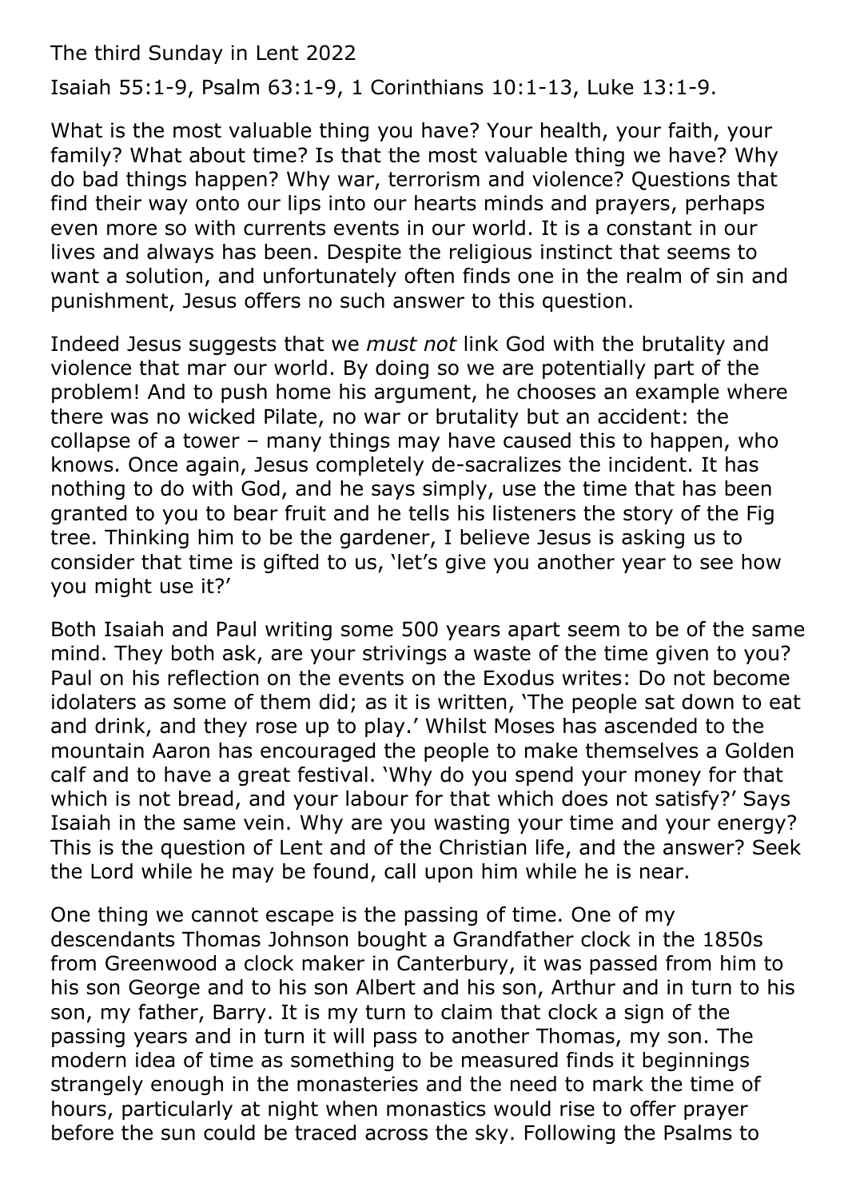The third Sunday in Lent 2022

Isaiah 55:1-9, Psalm 63:1-9, 1 Corinthians 10:1-13, Luke 13:1-9.

What is the most valuable thing you have? Your health, your faith, your family? What about time? Is that the most valuable thing we have? Why do bad things happen? Why war, terrorism and violence? Questions that find their way onto our lips into our hearts minds and prayers, perhaps even more so with currents events in our world. It is a constant in our lives and always has been. Despite the religious instinct that seems to want a solution, and unfortunately often finds one in the realm of sin and punishment, Jesus offers no such answer to this question.

Indeed Jesus suggests that we *must not* link God with the brutality and violence that mar our world. By doing so we are potentially part of the problem! And to push home his argument, he chooses an example where there was no wicked Pilate, no war or brutality but an accident: the collapse of a tower – many things may have caused this to happen, who knows. Once again, Jesus completely de-sacralizes the incident. It has nothing to do with God, and he says simply, use the time that has been granted to you to bear fruit and he tells his listeners the story of the Fig tree. Thinking him to be the gardener, I believe Jesus is asking us to consider that time is gifted to us, 'let's give you another year to see how you might use it?'

Both Isaiah and Paul writing some 500 years apart seem to be of the same mind. They both ask, are your strivings a waste of the time given to you? Paul on his reflection on the events on the Exodus writes: Do not become idolaters as some of them did; as it is written, 'The people sat down to eat and drink, and they rose up to play.' Whilst Moses has ascended to the mountain Aaron has encouraged the people to make themselves a Golden calf and to have a great festival. 'Why do you spend your money for that which is not bread, and your labour for that which does not satisfy?' Says Isaiah in the same vein. Why are you wasting your time and your energy? This is the question of Lent and of the Christian life, and the answer? Seek the Lord while he may be found, call upon him while he is near.

One thing we cannot escape is the passing of time. One of my descendants Thomas Johnson bought a Grandfather clock in the 1850s from Greenwood a clock maker in Canterbury, it was passed from him to his son George and to his son Albert and his son, Arthur and in turn to his son, my father, Barry. It is my turn to claim that clock a sign of the passing years and in turn it will pass to another Thomas, my son. The modern idea of time as something to be measured finds it beginnings strangely enough in the monasteries and the need to mark the time of hours, particularly at night when monastics would rise to offer prayer before the sun could be traced across the sky. Following the Psalms to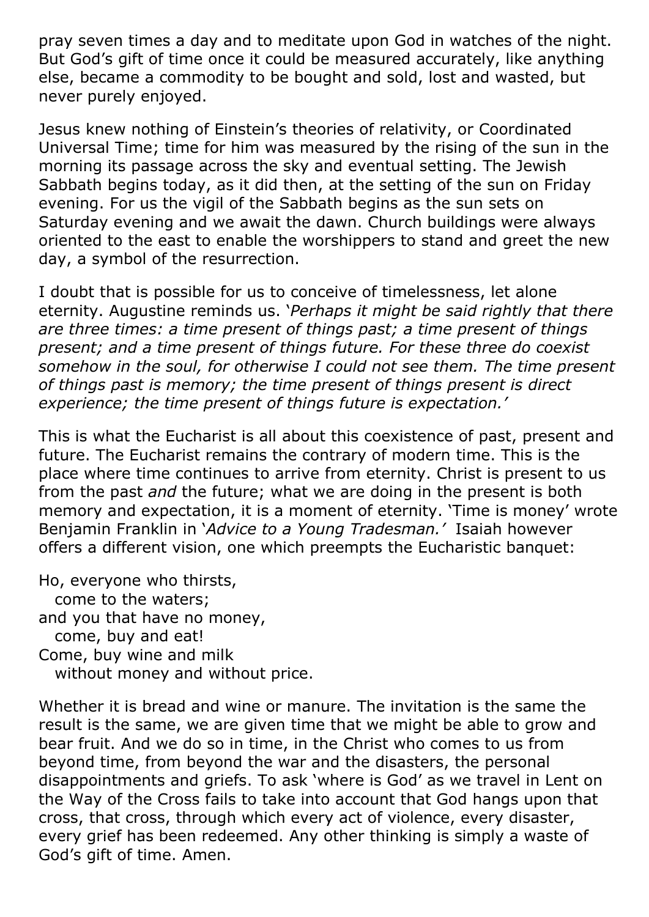pray seven times a day and to meditate upon God in watches of the night. But God's gift of time once it could be measured accurately, like anything else, became a commodity to be bought and sold, lost and wasted, but never purely enjoyed.

Jesus knew nothing of Einstein's theories of relativity, or Coordinated Universal Time; time for him was measured by the rising of the sun in the morning its passage across the sky and eventual setting. The Jewish Sabbath begins today, as it did then, at the setting of the sun on Friday evening. For us the vigil of the Sabbath begins as the sun sets on Saturday evening and we await the dawn. Church buildings were always oriented to the east to enable the worshippers to stand and greet the new day, a symbol of the resurrection.

I doubt that is possible for us to conceive of timelessness, let alone eternity. Augustine reminds us. '*Perhaps it might be said rightly that there are three times: a time present of things past; a time present of things present; and a time present of things future. For these three do coexist somehow in the soul, for otherwise I could not see them. The time present of things past is memory; the time present of things present is direct experience; the time present of things future is expectation.'*

This is what the Eucharist is all about this coexistence of past, present and future. The Eucharist remains the contrary of modern time. This is the place where time continues to arrive from eternity. Christ is present to us from the past *and* the future; what we are doing in the present is both memory and expectation, it is a moment of eternity. 'Time is money' wrote Benjamin Franklin in '*Advice to a Young Tradesman.'* Isaiah however offers a different vision, one which preempts the Eucharistic banquet:

Ho, everyone who thirsts,
  come to the waters;
and you that have no money,
  come, buy and eat!
Come, buy wine and milk
  without money and without price.

Whether it is bread and wine or manure. The invitation is the same the result is the same, we are given time that we might be able to grow and bear fruit. And we do so in time, in the Christ who comes to us from beyond time, from beyond the war and the disasters, the personal disappointments and griefs. To ask 'where is God' as we travel in Lent on the Way of the Cross fails to take into account that God hangs upon that cross, that cross, through which every act of violence, every disaster, every grief has been redeemed. Any other thinking is simply a waste of God's gift of time. Amen.